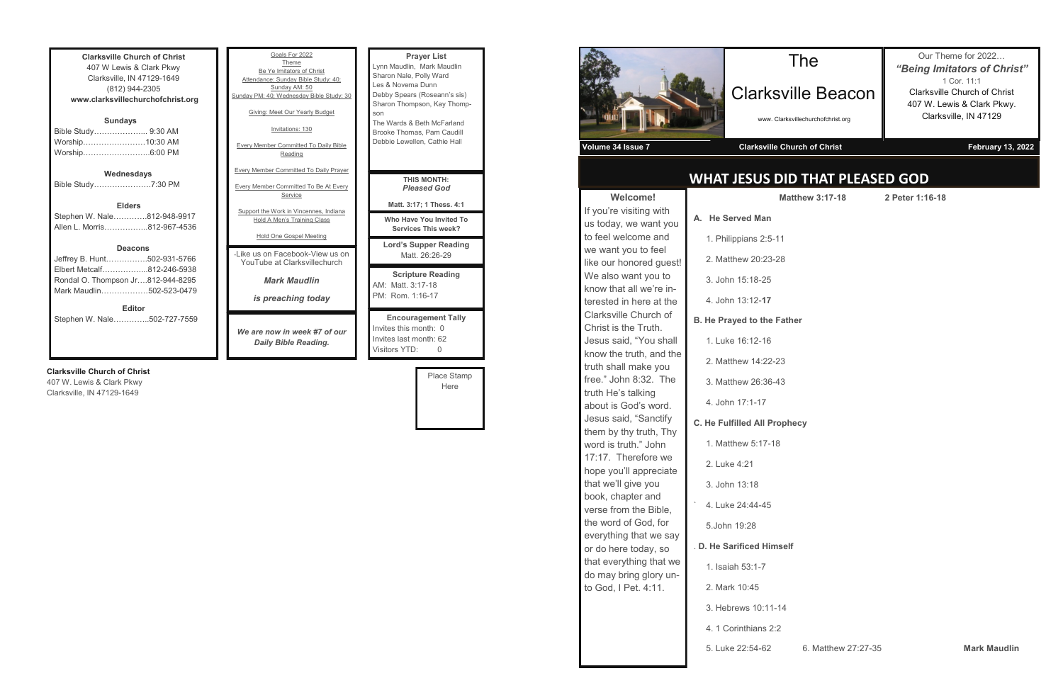**Clarksville Church of Christ**
407 W Lewis & Clark Pkwy
Clarksville, IN 47129-1649
(812) 944-2305
**www.clarksvillechurchofchrist.org**

**Sundays**

Bible Study………………... 9:30 AM
Worship……………………10:30 AM
Worship……………………..6:00 PM

**Wednesdays**

Bible Study………………….7:30 PM

**Elders**

Stephen W. Nale………….812-948-9917
Allen L. Morris……………..812-967-4536

**Deacons**

Jeffrey B. Hunt…………….502-931-5766
Elbert Metcalf……………...812-246-5938
Rondal O. Thompson Jr….812-944-8295
Mark Maudlin………………502-523-0479

**Editor**

Stephen W. Nale………….502-727-7559

**Clarksville Church of Christ**
407 W. Lewis & Clark Pkwy
Clarksville, IN 47129-1649

Goals For 2022

Theme

Be Ye Imitators of Christ

Attendance: Sunday Bible Study: 40; Sunday AM: 50

Sunday PM: 40; Wednesday Bible Study: 30

Giving: Meet Our Yearly Budget

Invitations: 130

Every Member Committed To Daily Bible Reading

Every Member Committed To Daily Prayer

Every Member Committed To Be At Every Service

Support the Work in Vincennes, Indiana

Hold A Men's Training Class

Hold One Gospel Meeting

-Like us on Facebook-View us on YouTube at Clarksvillechurch

***Mark Maudlin***

***is preaching today***

***We are now in week #7 of our Daily Bible Reading.***

**Prayer List**

Lynn Maudlin, Mark Maudlin
Sharon Nale, Polly Ward
Les & Novema Dunn
Debby Spears (Roseann's sis)
Sharon Thompson, Kay Thompson
The Wards & Beth McFarland
Brooke Thomas, Pam Caudill
Debbie Lewellen, Cathie Hall

**THIS MONTH:**
***Pleased God***

**Matt. 3:17; 1 Thess. 4:1**

**Who Have You Invited To Services This week?**

**Lord's Supper Reading**
Matt. 26:26-29

**Scripture Reading**
AM: Matt. 3:17-18
PM: Rom. 1:16-17

**Encouragement Tally**
Invites this month: 0
Invites last month: 62
Visitors YTD: 0

Place Stamp Here

# The Clarksville Beacon

www. Clarksvillechurchofchrist.org

Our Theme for 2022…
***"Being Imitators of Christ"***
1 Cor. 11:1
Clarksville Church of Christ
407 W. Lewis & Clark Pkwy.
Clarksville, IN 47129

**Volume 34 Issue 7** — **Clarksville Church of Christ** — **February 13, 2022**

## WHAT JESUS DID THAT PLEASED GOD

**Welcome!**

If you're visiting with us today, we want you to feel welcome and we want you to feel like our honored guest! We also want you to know that all we're interested in here at the Clarksville Church of Christ is the Truth. Jesus said, "You shall know the truth, and the truth shall make you free." John 8:32. The truth He's talking about is God's word. Jesus said, "Sanctify them by thy truth, Thy word is truth." John 17:17. Therefore we hope you'll appreciate that we'll give you book, chapter and verse from the Bible, the word of God, for everything that we say or do here today, so that everything that we do may bring glory unto God, I Pet. 4:11.

**Matthew 3:17-18** **2 Peter 1:16-18**

**A. He Served Man**

1. Philippians 2:5-11
2. Matthew 20:23-28
3. John 15:18-25
4. John 13:12-**17**

**B. He Prayed to the Father**

1. Luke 16:12-16
2. Matthew 14:22-23
3. Matthew 26:36-43
4. John 17:1-17

**C. He Fulfilled All Prophecy**

1. Matthew 5:17-18
2. Luke 4:21
3. John 13:18
4. Luke 24:44-45
5.John 19:28

**D. He Sarificed Himself**

1. Isaiah 53:1-7
2. Mark 10:45
3. Hebrews 10:11-14
4. 1 Corinthians 2:2
5. Luke 22:54-62
6. Matthew 27:27-35

**Mark Maudlin**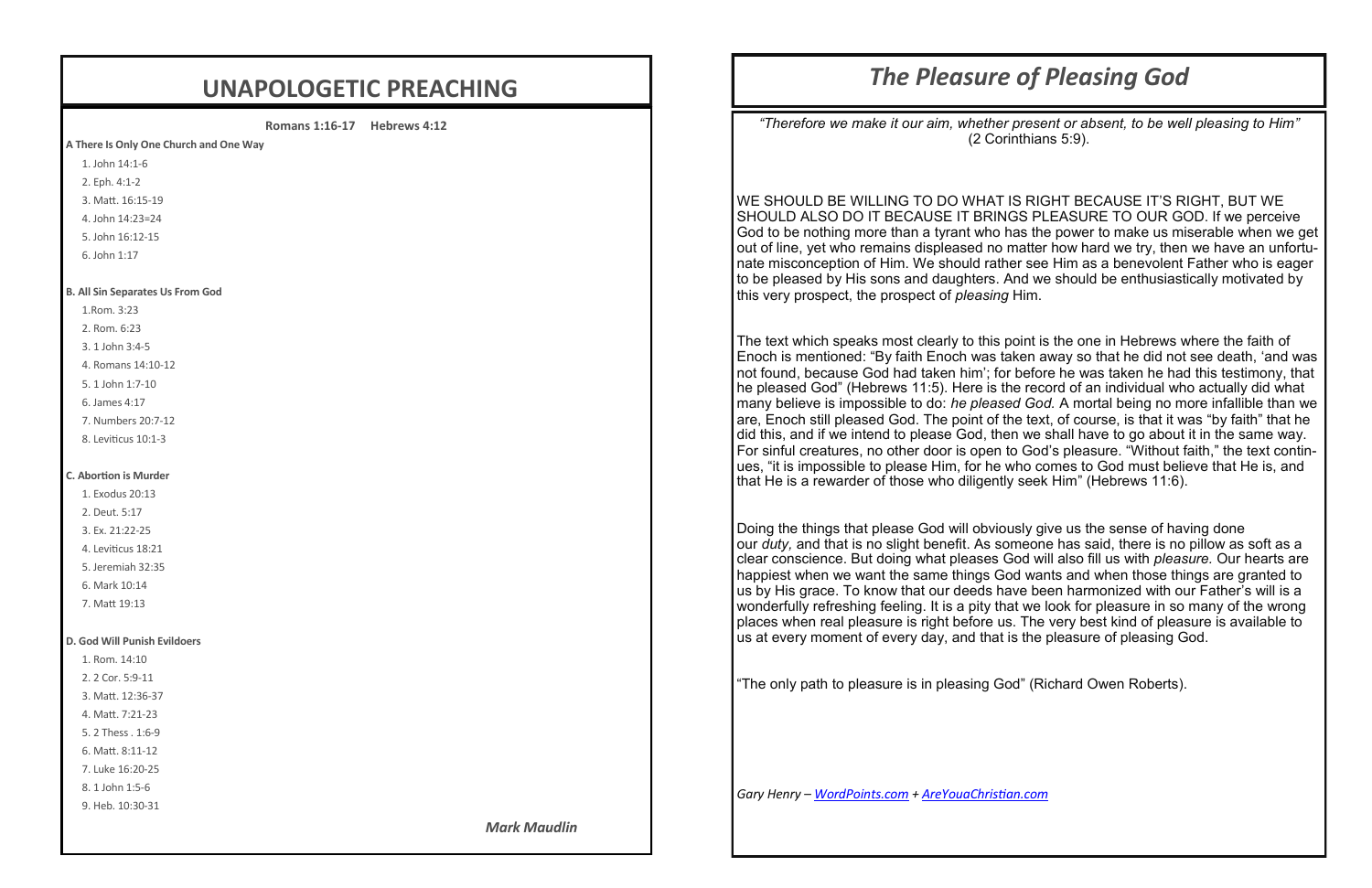# UNAPOLOGETIC PREACHING

**Romans 1:16-17 Hebrews 4:12**

**A There Is Only One Church and One Way**

1. John 14:1-6
2. Eph. 4:1-2
3. Matt. 16:15-19
4. John 14:23=24
5. John 16:12-15
6. John 1:17

**B. All Sin Separates Us From God**

1. Rom. 3:23
2. Rom. 6:23
3. 1 John 3:4-5
4. Romans 14:10-12
5. 1 John 1:7-10
6. James 4:17
7. Numbers 20:7-12
8. Leviticus 10:1-3

**C. Abortion is Murder**

1. Exodus 20:13
2. Deut. 5:17
3. Ex. 21:22-25
4. Leviticus 18:21
5. Jeremiah 32:35
6. Mark 10:14
7. Matt 19:13

**D. God Will Punish Evildoers**

1. Rom. 14:10
2. 2 Cor. 5:9-11
3. Matt. 12:36-37
4. Matt. 7:21-23
5. 2 Thess . 1:6-9
6. Matt. 8:11-12
7. Luke 16:20-25
8. 1 John 1:5-6
9. Heb. 10:30-31

***Mark Maudlin***

# *The Pleasure of Pleasing God*

*"Therefore we make it our aim, whether present or absent, to be well pleasing to Him"* (2 Corinthians 5:9).

WE SHOULD BE WILLING TO DO WHAT IS RIGHT BECAUSE IT'S RIGHT, BUT WE SHOULD ALSO DO IT BECAUSE IT BRINGS PLEASURE TO OUR GOD. If we perceive God to be nothing more than a tyrant who has the power to make us miserable when we get out of line, yet who remains displeased no matter how hard we try, then we have an unfortunate misconception of Him. We should rather see Him as a benevolent Father who is eager to be pleased by His sons and daughters. And we should be enthusiastically motivated by this very prospect, the prospect of *pleasing* Him.

The text which speaks most clearly to this point is the one in Hebrews where the faith of Enoch is mentioned: "By faith Enoch was taken away so that he did not see death, 'and was not found, because God had taken him'; for before he was taken he had this testimony, that he pleased God" (Hebrews 11:5). Here is the record of an individual who actually did what many believe is impossible to do: *he pleased God.* A mortal being no more infallible than we are, Enoch still pleased God. The point of the text, of course, is that it was "by faith" that he did this, and if we intend to please God, then we shall have to go about it in the same way. For sinful creatures, no other door is open to God's pleasure. "Without faith," the text continues, "it is impossible to please Him, for he who comes to God must believe that He is, and that He is a rewarder of those who diligently seek Him" (Hebrews 11:6).

Doing the things that please God will obviously give us the sense of having done our *duty,* and that is no slight benefit. As someone has said, there is no pillow as soft as a clear conscience. But doing what pleases God will also fill us with *pleasure.* Our hearts are happiest when we want the same things God wants and when those things are granted to us by His grace. To know that our deeds have been harmonized with our Father's will is a wonderfully refreshing feeling. It is a pity that we look for pleasure in so many of the wrong places when real pleasure is right before us. The very best kind of pleasure is available to us at every moment of every day, and that is the pleasure of pleasing God.

"The only path to pleasure is in pleasing God" (Richard Owen Roberts).

*Gary Henry – WordPoints.com + AreYouaChristian.com*